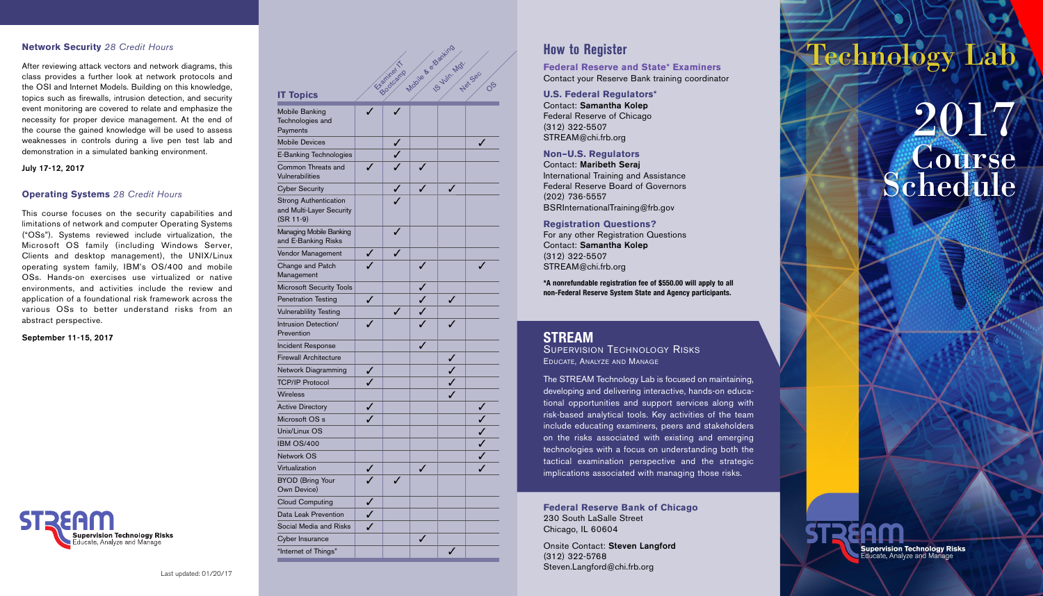### **Network Security** *28 Credit Hours*

After reviewing attack vectors and network diagrams, this class provides a further look at network protocols and the OSI and Internet Models. Building on this knowledge, topics such as firewalls, intrusion detection, and security event monitoring are covered to relate and emphasize the necessity for proper device management. At the end of the course the gained knowledge will be used to assess weaknesses in controls during a live pen test lab and demonstration in a simulated banking environment.

**July 17-12, 2017**

### **Operating Systems** *28 Credit Hours*

This course focuses on the security capabilities and limitations of network and computer Operating Systems ("OSs"). Systems reviewed include virtualization, the Microsoft OS family (including Windows Server, Clients and desktop management), the UNIX/Linux operating system family, IBM's OS/400 and mobile OSs. Hands-on exercises use virtualized or native environments, and activities include the review and application of a foundational risk framework across the various OSs to better understand risks from an abstract perspective.

**September 11-15, 2017**

STREAM Supervision Technology Risks
Educate, Analyze and Manage

Last updated: 01/20/17

| IT Topics | Examiner IT Bootcamp | Mobile & e-Banking | IS Vuln. Mgt. | Net Sec | OS |
|---|---|---|---|---|---|
| Mobile Banking Technologies and Payments | ✓ | ✓ | | | |
| Mobile Devices | | ✓ | | | ✓ |
| E-Banking Technologies | | ✓ | | | |
| Common Threats and Vulnerabilities | ✓ | ✓ | ✓ | | |
| Cyber Security | | ✓ | ✓ | ✓ | |
| Strong Authentication and Multi-Layer Security (SR 11-9) | | ✓ | | | |
| Managing Mobile Banking and E-Banking Risks | | ✓ | | | |
| Vendor Management | ✓ | ✓ | | | |
| Change and Patch Management | ✓ | | ✓ | | ✓ |
| Microsoft Security Tools | | | ✓ | | |
| Penetration Testing | ✓ | | ✓ | ✓ | |
| Vulnerablility Testing | | ✓ | ✓ | | |
| Intrusion Detection/ Prevention | ✓ | | ✓ | ✓ | |
| Incident Response | | | ✓ | | |
| Firewall Architecture | | | | ✓ | |
| Network Diagramming | ✓ | | | ✓ | |
| TCP/IP Protocol | ✓ | | | ✓ | |
| Wireless | | | | ✓ | |
| Active Directory | ✓ | | | | ✓ |
| Microsoft OS s | ✓ | | | | ✓ |
| Unix/Linux OS | | | | | ✓ |
| IBM OS/400 | | | | | ✓ |
| Network OS | | | | | ✓ |
| Virtualization | ✓ | | ✓ | | ✓ |
| BYOD (Bring Your Own Device) | ✓ | ✓ | | | |
| Cloud Computing | ✓ | | | | |
| Data Leak Prevention | ✓ | | | | |
| Social Media and Risks | ✓ | | | | |
| Cyber Insurance | | | ✓ | | |
| "Internet of Things" | | | | ✓ | |

## How to Register

**Federal Reserve and State\* Examiners**
Contact your Reserve Bank training coordinator

**U.S. Federal Regulators\***
Contact: **Samantha Kolep**
Federal Reserve of Chicago
(312) 322-5507
STREAM@chi.frb.org

**Non–U.S. Regulators**
Contact: **Maribeth Seraj**
International Training and Assistance
Federal Reserve Board of Governors
(202) 736-5557
BSRInternationalTraining@frb.gov

**Registration Questions?**
For any other Registration Questions
Contact: **Samantha Kolep**
(312) 322-5507
STREAM@chi.frb.org

**\*A nonrefundable registration fee of $550.00 will apply to all non-Federal Reserve System State and Agency participants.**

## STREAM

Supervision Technology Risks
Educate, Analyze and Manage

The STREAM Technology Lab is focused on maintaining, developing and delivering interactive, hands-on educational opportunities and support services along with risk-based analytical tools. Key activities of the team include educating examiners, peers and stakeholders on the risks associated with existing and emerging technologies with a focus on understanding both the tactical examination perspective and the strategic implications associated with managing those risks.

**Federal Reserve Bank of Chicago**
230 South LaSalle Street
Chicago, IL 60604

Onsite Contact: **Steven Langford**
(312) 322-5768
Steven.Langford@chi.frb.org

# Technology Lab

# 2017 Course Schedule

STREAM Supervision Technology Risks
Educate, Analyze and Manage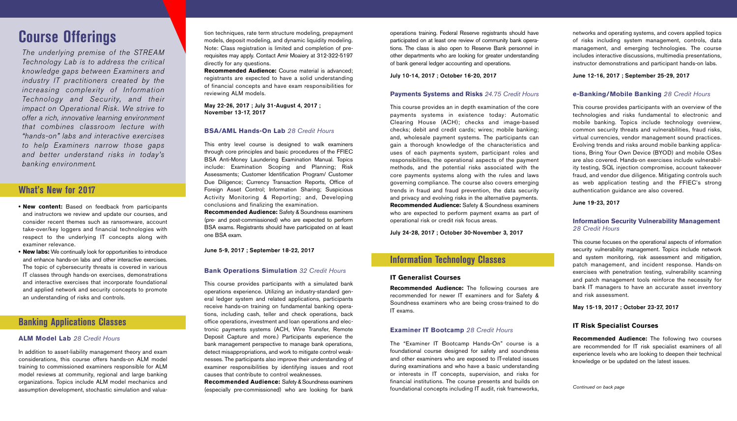# Course Offerings

*The underlying premise of the STREAM Technology Lab is to address the critical knowledge gaps between Examiners and industry IT practitioners created by the increasing complexity of Information Technology and Security, and their impact on Operational Risk. We strive to offer a rich, innovative learning environment that combines classroom lecture with "hands-on" labs and interactive exercises to help Examiners narrow those gaps and better understand risks in today's banking environment.*

## What's New for 2017

- **New content:** Based on feedback from participants and instructors we review and update our courses, and consider recent themes such as ransomware, account take-over/key loggers and financial technologies with respect to the underlying IT concepts along with examiner relevance.
- **New labs:** We continually look for opportunities to introduce and enhance hands-on labs and other interactive exercises. The topic of cybersecurity threats is covered in various IT classes through hands-on exercises, demonstrations and interactive exercises that incorporate foundational and applied network and security concepts to promote an understanding of risks and controls.

## Banking Applications Classes

### ALM Model Lab *28 Credit Hours*

In addition to asset-liability management theory and exam considerations, this course offers hands-on ALM model training to commissioned examiners responsible for ALM model reviews at community, regional and large banking organizations. Topics include ALM model mechanics and assumption development, stochastic simulation and valuation techniques, rate term structure modeling, prepayment models, deposit modeling, and dynamic liquidity modeling. Note: Class registration is limited and completion of prerequisites may apply. Contact Amir Moaiery at 312-322-5197 directly for any questions.

**Recommended Audience:** Course material is advanced; registrants are expected to have a solid understanding of financial concepts and have exam responsibilities for reviewing ALM models.

**May 22-26, 2017 ; July 31-August 4, 2017 ; November 13-17, 2017**

### BSA/AML Hands-On Lab *28 Credit Hours*

This entry level course is designed to walk examiners through core principles and basic procedures of the FFIEC BSA Anti-Money Laundering Examination Manual. Topics include: Examination Scoping and Planning; Risk Assessments; Customer Identification Program/ Customer Due Diligence; Currency Transaction Reports, Office of Foreign Asset Control; Information Sharing; Suspicious Activity Monitoring & Reporting; and, Developing conclusions and finalizing the examination.

**Recommended Audience:** Safety & Soundness examiners (pre- and post-commissioned) who are expected to perform BSA exams. Registrants should have participated on at least one BSA exam.

**June 5-9, 2017 ; September 18-22, 2017**

### Bank Operations Simulation *32 Credit Hours*

This course provides participants with a simulated bank operations experience. Utilizing an industry-standard general ledger system and related applications, participants receive hands-on training on fundamental banking operations, including cash, teller and check operations, back office operations, investment and loan operations and electronic payments systems (ACH, Wire Transfer, Remote Deposit Capture and more.) Participants experience the bank management perspective to manage bank operations, detect misappropriations, and work to mitigate control weaknesses. The participants also improve their understanding of examiner responsibilities by identifying issues and root causes that contribute to control weaknesses.

**Recommended Audience:** Safety & Soundness examiners (especially pre-commissioned) who are looking for bank operations training. Federal Reserve registrants should have participated on at least one review of community bank operations. The class is also open to Reserve Bank personnel in other departments who are looking for greater understanding of bank general ledger accounting and operations.

**July 10-14, 2017 ; October 16-20, 2017**

### Payments Systems and Risks *24.75 Credit Hours*

This course provides an in depth examination of the core payments systems in existence today: Automatic Clearing House (ACH); checks and image-based checks; debit and credit cards; wires; mobile banking; and, wholesale payment systems. The participants can gain a thorough knowledge of the characteristics and uses of each payments system, participant roles and responsibilities, the operational aspects of the payment methods, and the potential risks associated with the core payments systems along with the rules and laws governing compliance. The course also covers emerging trends in fraud and fraud prevention, the data security and privacy and evolving risks in the alternative payments.

**Recommended Audience:** Safety & Soundness examiners who are expected to perform payment exams as part of operational risk or credit risk focus areas.

**July 24-28, 2017 ; October 30-November 3, 2017**

## Information Technology Classes

### IT Generalist Courses

**Recommended Audience:** The following courses are recommended for newer IT examiners and for Safety & Soundness examiners who are being cross-trained to do IT exams.

### Examiner IT Bootcamp *28 Credit Hours*

The "Examiner IT Bootcamp Hands-On" course is a foundational course designed for safety and soundness and other examiners who are exposed to IT-related issues during examinations and who have a basic understanding or interests in IT concepts, supervision, and risks for financial institutions. The course presents and builds on foundational concepts including IT audit, risk frameworks, networks and operating systems, and covers applied topics of risks including system management, controls, data management, and emerging technologies. The course includes interactive discussions, multimedia presentations, instructor demonstrations and participant hands-on labs.

**June 12-16, 2017 ; September 25-29, 2017**

### e-Banking/Mobile Banking *28 Credit Hours*

This course provides participants with an overview of the technologies and risks fundamental to electronic and mobile banking. Topics include technology overview, common security threats and vulnerabilities, fraud risks, virtual currencies, vendor management sound practices. Evolving trends and risks around mobile banking applications, Bring Your Own Device (BYOD) and mobile OSes are also covered. Hands-on exercises include vulnerability testing, SQL injection compromise, account takeover fraud, and vendor due diligence. Mitigating controls such as web application testing and the FFIEC's strong authentication guidance are also covered.

**June 19-23, 2017**

### Information Security Vulnerability Management *28 Credit Hours*

This course focuses on the operational aspects of information security vulnerability management. Topics include network and system monitoring, risk assessment and mitigation, patch management, and incident response. Hands-on exercises with penetration testing, vulnerability scanning and patch management tools reinforce the necessity for bank IT managers to have an accurate asset inventory and risk assessment.

**May 15-19, 2017 ; October 23-27, 2017**

### IT Risk Specialist Courses

**Recommended Audience:** The following two courses are recommended for IT risk specialist examiners of all experience levels who are looking to deepen their technical knowledge or be updated on the latest issues.

*Continued on back page*